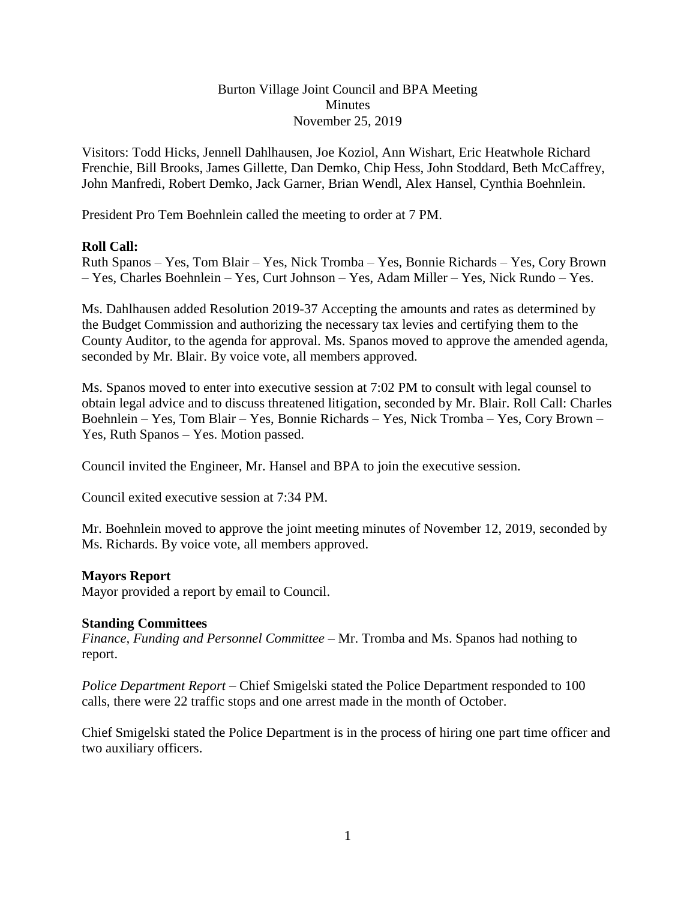Burton Village Joint Council and BPA Meeting
Minutes
November 25, 2019

Visitors: Todd Hicks, Jennell Dahlhausen, Joe Koziol, Ann Wishart, Eric Heatwhole Richard Frenchie, Bill Brooks, James Gillette, Dan Demko, Chip Hess, John Stoddard, Beth McCaffrey, John Manfredi, Robert Demko, Jack Garner, Brian Wendl, Alex Hansel, Cynthia Boehnlein.

President Pro Tem Boehnlein called the meeting to order at 7 PM.

**Roll Call:**
Ruth Spanos – Yes, Tom Blair – Yes, Nick Tromba – Yes, Bonnie Richards – Yes, Cory Brown – Yes, Charles Boehnlein – Yes, Curt Johnson – Yes, Adam Miller – Yes, Nick Rundo – Yes.

Ms. Dahlhausen added Resolution 2019-37 Accepting the amounts and rates as determined by the Budget Commission and authorizing the necessary tax levies and certifying them to the County Auditor, to the agenda for approval. Ms. Spanos moved to approve the amended agenda, seconded by Mr. Blair. By voice vote, all members approved.

Ms. Spanos moved to enter into executive session at 7:02 PM to consult with legal counsel to obtain legal advice and to discuss threatened litigation, seconded by Mr. Blair. Roll Call: Charles Boehnlein – Yes, Tom Blair – Yes, Bonnie Richards – Yes, Nick Tromba – Yes, Cory Brown – Yes, Ruth Spanos – Yes. Motion passed.

Council invited the Engineer, Mr. Hansel and BPA to join the executive session.

Council exited executive session at 7:34 PM.

Mr. Boehnlein moved to approve the joint meeting minutes of November 12, 2019, seconded by Ms. Richards. By voice vote, all members approved.

**Mayors Report**
Mayor provided a report by email to Council.

**Standing Committees**
*Finance, Funding and Personnel Committee* – Mr. Tromba and Ms. Spanos had nothing to report.

*Police Department Report* – Chief Smigelski stated the Police Department responded to 100 calls, there were 22 traffic stops and one arrest made in the month of October.

Chief Smigelski stated the Police Department is in the process of hiring one part time officer and two auxiliary officers.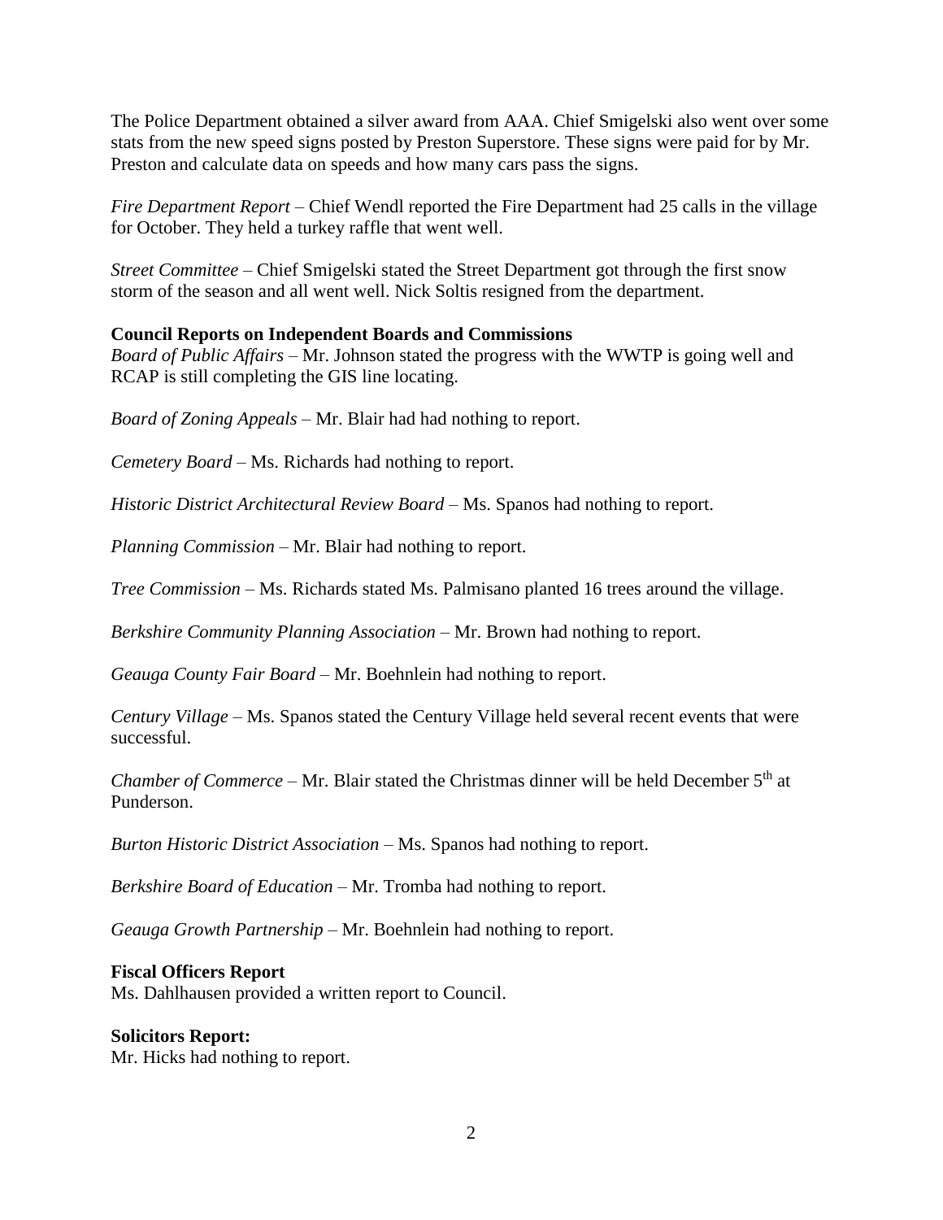The Police Department obtained a silver award from AAA. Chief Smigelski also went over some stats from the new speed signs posted by Preston Superstore. These signs were paid for by Mr. Preston and calculate data on speeds and how many cars pass the signs.

*Fire Department Report* – Chief Wendl reported the Fire Department had 25 calls in the village for October. They held a turkey raffle that went well.

*Street Committee* – Chief Smigelski stated the Street Department got through the first snow storm of the season and all went well. Nick Soltis resigned from the department.

**Council Reports on Independent Boards and Commissions**

*Board of Public Affairs* – Mr. Johnson stated the progress with the WWTP is going well and RCAP is still completing the GIS line locating.

*Board of Zoning Appeals* – Mr. Blair had had nothing to report.

*Cemetery Board* – Ms. Richards had nothing to report.

*Historic District Architectural Review Board* – Ms. Spanos had nothing to report.

*Planning Commission* – Mr. Blair had nothing to report.

*Tree Commission* – Ms. Richards stated Ms. Palmisano planted 16 trees around the village.

*Berkshire Community Planning Association* – Mr. Brown had nothing to report.

*Geauga County Fair Board* – Mr. Boehnlein had nothing to report.

*Century Village* – Ms. Spanos stated the Century Village held several recent events that were successful.

*Chamber of Commerce* – Mr. Blair stated the Christmas dinner will be held December 5th at Punderson.

*Burton Historic District Association* – Ms. Spanos had nothing to report.

*Berkshire Board of Education* – Mr. Tromba had nothing to report.

*Geauga Growth Partnership* – Mr. Boehnlein had nothing to report.

**Fiscal Officers Report**

Ms. Dahlhausen provided a written report to Council.

**Solicitors Report:**

Mr. Hicks had nothing to report.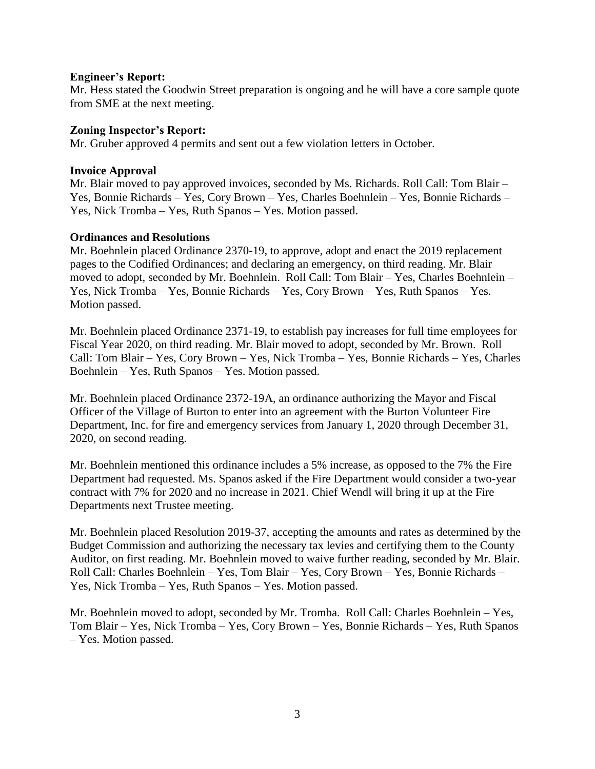**Engineer's Report:**
Mr. Hess stated the Goodwin Street preparation is ongoing and he will have a core sample quote from SME at the next meeting.

**Zoning Inspector's Report:**
Mr. Gruber approved 4 permits and sent out a few violation letters in October.

**Invoice Approval**
Mr. Blair moved to pay approved invoices, seconded by Ms. Richards. Roll Call: Tom Blair – Yes, Bonnie Richards – Yes, Cory Brown – Yes, Charles Boehnlein – Yes, Bonnie Richards – Yes, Nick Tromba – Yes, Ruth Spanos – Yes. Motion passed.

**Ordinances and Resolutions**
Mr. Boehnlein placed Ordinance 2370-19, to approve, adopt and enact the 2019 replacement pages to the Codified Ordinances; and declaring an emergency, on third reading. Mr. Blair moved to adopt, seconded by Mr. Boehnlein. Roll Call: Tom Blair – Yes, Charles Boehnlein – Yes, Nick Tromba – Yes, Bonnie Richards – Yes, Cory Brown – Yes, Ruth Spanos – Yes. Motion passed.

Mr. Boehnlein placed Ordinance 2371-19, to establish pay increases for full time employees for Fiscal Year 2020, on third reading. Mr. Blair moved to adopt, seconded by Mr. Brown. Roll Call: Tom Blair – Yes, Cory Brown – Yes, Nick Tromba – Yes, Bonnie Richards – Yes, Charles Boehnlein – Yes, Ruth Spanos – Yes. Motion passed.

Mr. Boehnlein placed Ordinance 2372-19A, an ordinance authorizing the Mayor and Fiscal Officer of the Village of Burton to enter into an agreement with the Burton Volunteer Fire Department, Inc. for fire and emergency services from January 1, 2020 through December 31, 2020, on second reading.

Mr. Boehnlein mentioned this ordinance includes a 5% increase, as opposed to the 7% the Fire Department had requested. Ms. Spanos asked if the Fire Department would consider a two-year contract with 7% for 2020 and no increase in 2021. Chief Wendl will bring it up at the Fire Departments next Trustee meeting.

Mr. Boehnlein placed Resolution 2019-37, accepting the amounts and rates as determined by the Budget Commission and authorizing the necessary tax levies and certifying them to the County Auditor, on first reading. Mr. Boehnlein moved to waive further reading, seconded by Mr. Blair. Roll Call: Charles Boehnlein – Yes, Tom Blair – Yes, Cory Brown – Yes, Bonnie Richards – Yes, Nick Tromba – Yes, Ruth Spanos – Yes. Motion passed.

Mr. Boehnlein moved to adopt, seconded by Mr. Tromba. Roll Call: Charles Boehnlein – Yes, Tom Blair – Yes, Nick Tromba – Yes, Cory Brown – Yes, Bonnie Richards – Yes, Ruth Spanos – Yes. Motion passed.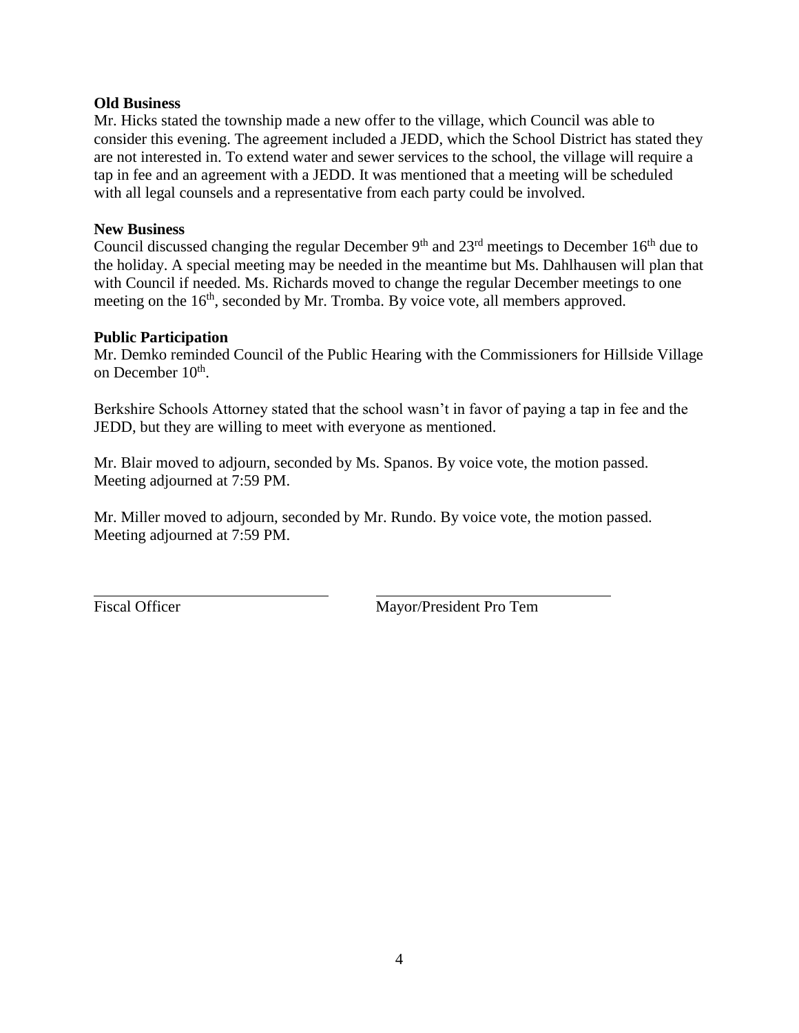**Old Business**

Mr. Hicks stated the township made a new offer to the village, which Council was able to consider this evening. The agreement included a JEDD, which the School District has stated they are not interested in. To extend water and sewer services to the school, the village will require a tap in fee and an agreement with a JEDD. It was mentioned that a meeting will be scheduled with all legal counsels and a representative from each party could be involved.

**New Business**

Council discussed changing the regular December 9th and 23rd meetings to December 16th due to the holiday. A special meeting may be needed in the meantime but Ms. Dahlhausen will plan that with Council if needed. Ms. Richards moved to change the regular December meetings to one meeting on the 16th, seconded by Mr. Tromba. By voice vote, all members approved.

**Public Participation**

Mr. Demko reminded Council of the Public Hearing with the Commissioners for Hillside Village on December 10th.

Berkshire Schools Attorney stated that the school wasn't in favor of paying a tap in fee and the JEDD, but they are willing to meet with everyone as mentioned.

Mr. Blair moved to adjourn, seconded by Ms. Spanos. By voice vote, the motion passed. Meeting adjourned at 7:59 PM.

Mr. Miller moved to adjourn, seconded by Mr. Rundo. By voice vote, the motion passed. Meeting adjourned at 7:59 PM.

\_\_\_\_\_\_\_\_\_\_\_\_\_\_\_\_\_\_\_\_\_\_\_\_\_\_\_\_\_\_ \_\_\_\_\_\_\_\_\_\_\_\_\_\_\_\_\_\_\_\_\_\_\_\_\_\_\_\_\_\_

Fiscal Officer Mayor/President Pro Tem